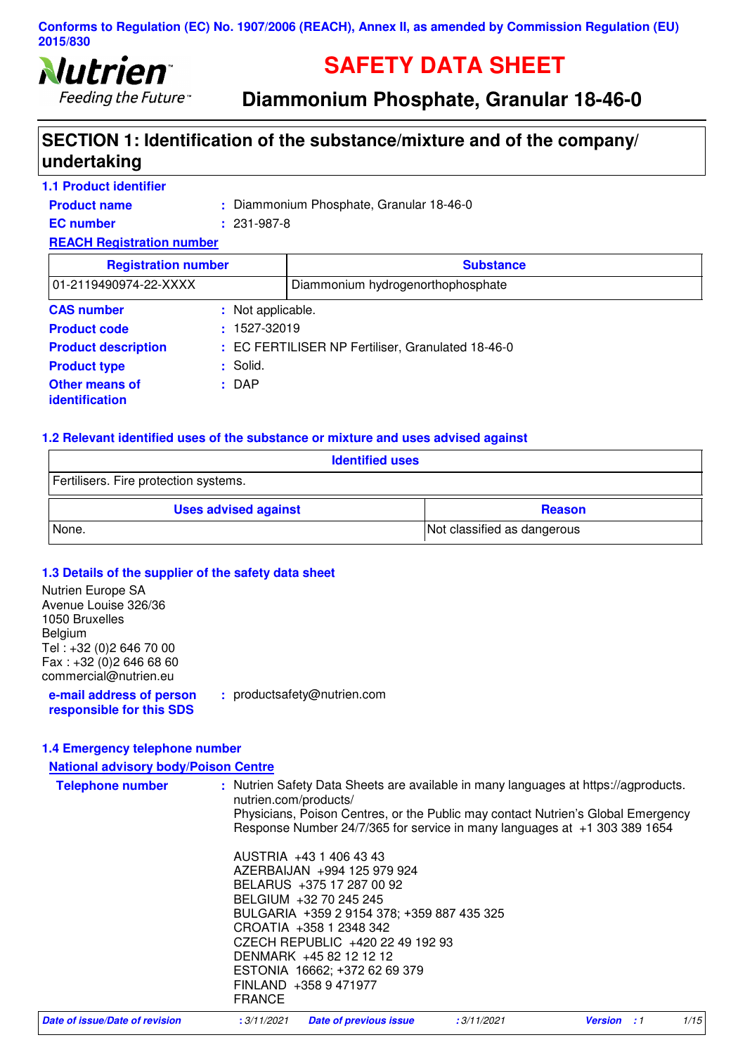Conforms to Regulation (EC) No. 1907/2006 (REACH), Annex II, as amended by Commission Regulation (EU) 2015/830

Nutrien
Feeding the Future™

# SAFETY DATA SHEET

## Diammonium Phosphate, Granular 18-46-0

## SECTION 1: Identification of the substance/mixture and of the company/ undertaking

### 1.1 Product identifier

**Product name** : Diammonium Phosphate, Granular 18-46-0

**EC number** : 231-987-8

**REACH Registration number**

| Registration number | Substance |
|---|---|
| 01-2119490974-22-XXXX | Diammonium hydrogenorthophosphate |

**CAS number** : Not applicable.

**Product code** : 1527-32019

**Product description** : EC FERTILISER NP Fertiliser, Granulated 18-46-0

**Product type** : Solid.

**Other means of identification** : DAP

### 1.2 Relevant identified uses of the substance or mixture and uses advised against

| Identified uses |
|---|
| Fertilisers. Fire protection systems. |

| Uses advised against | Reason |
|---|---|
| None. | Not classified as dangerous |

### 1.3 Details of the supplier of the safety data sheet

Nutrien Europe SA
Avenue Louise 326/36
1050 Bruxelles
Belgium
Tel : +32 (0)2 646 70 00
Fax : +32 (0)2 646 68 60
commercial@nutrien.eu

**e-mail address of person responsible for this SDS** : productsafety@nutrien.com

### 1.4 Emergency telephone number

**National advisory body/Poison Centre**

**Telephone number** : Nutrien Safety Data Sheets are available in many languages at https://agproducts.nutrien.com/products/
Physicians, Poison Centres, or the Public may contact Nutrien's Global Emergency Response Number 24/7/365 for service in many languages at +1 303 389 1654

AUSTRIA +43 1 406 43 43
AZERBAIJAN +994 125 979 924
BELARUS +375 17 287 00 92
BELGIUM +32 70 245 245
BULGARIA +359 2 9154 378; +359 887 435 325
CROATIA +358 1 2348 342
CZECH REPUBLIC +420 22 49 192 93
DENMARK +45 82 12 12 12
ESTONIA 16662; +372 62 69 379
FINLAND +358 9 471977
FRANCE

*Date of issue/Date of revision* : *3/11/2021* *Date of previous issue* : *3/11/2021* *Version* : *1*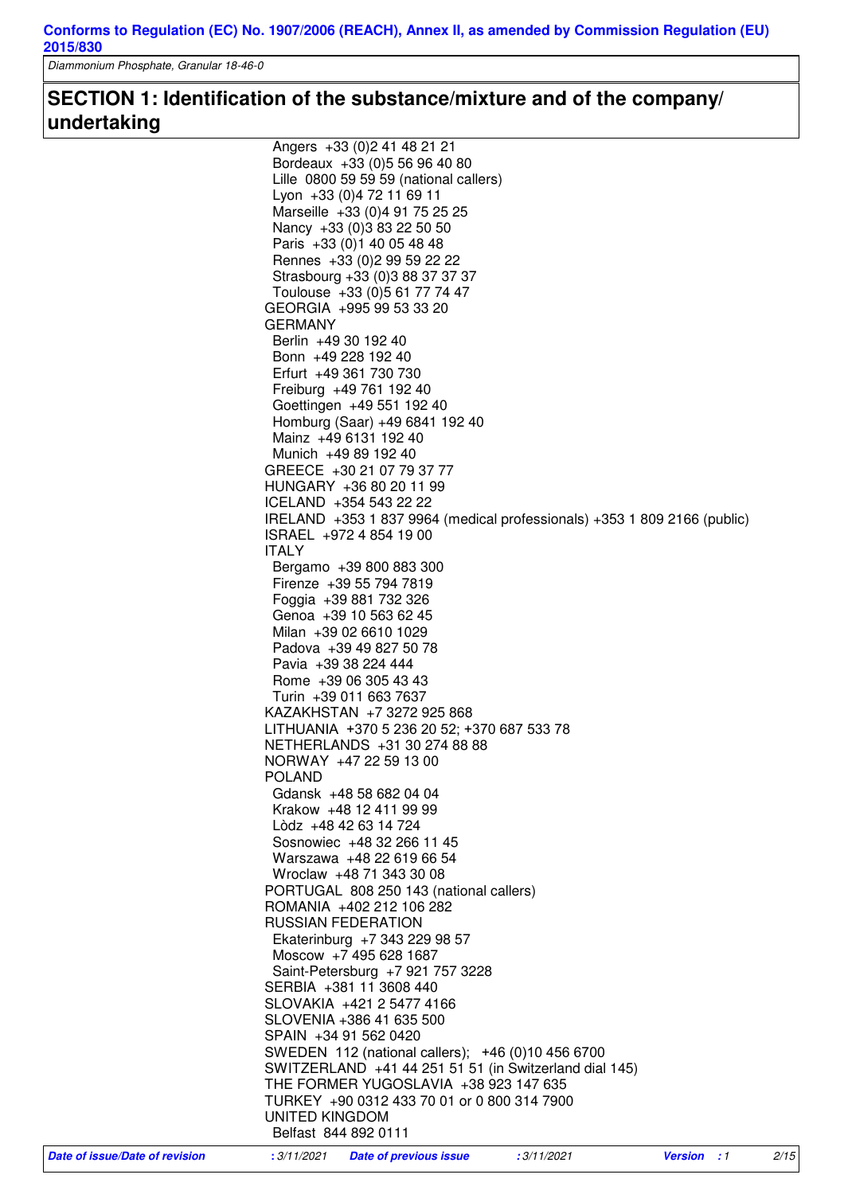## SECTION 1: Identification of the substance/mixture and of the company/ undertaking

- Angers +33 (0)2 41 48 21 21
- Bordeaux +33 (0)5 56 96 40 80
- Lille 0800 59 59 59 (national callers)
- Lyon +33 (0)4 72 11 69 11
- Marseille +33 (0)4 91 75 25 25
- Nancy +33 (0)3 83 22 50 50
- Paris +33 (0)1 40 05 48 48
- Rennes +33 (0)2 99 59 22 22
- Strasbourg +33 (0)3 88 37 37 37
- Toulouse +33 (0)5 61 77 74 47

GEORGIA +995 99 53 33 20

GERMANY
- Berlin +49 30 192 40
- Bonn +49 228 192 40
- Erfurt +49 361 730 730
- Freiburg +49 761 192 40
- Goettingen +49 551 192 40
- Homburg (Saar) +49 6841 192 40
- Mainz +49 6131 192 40
- Munich +49 89 192 40

GREECE +30 21 07 79 37 77

HUNGARY +36 80 20 11 99

ICELAND +354 543 22 22

IRELAND +353 1 837 9964 (medical professionals) +353 1 809 2166 (public)

ISRAEL +972 4 854 19 00

ITALY
- Bergamo +39 800 883 300
- Firenze +39 55 794 7819
- Foggia +39 881 732 326
- Genoa +39 10 563 62 45
- Milan +39 02 6610 1029
- Padova +39 49 827 50 78
- Pavia +39 38 224 444
- Rome +39 06 305 43 43
- Turin +39 011 663 7637

KAZAKHSTAN +7 3272 925 868

LITHUANIA +370 5 236 20 52; +370 687 533 78

NETHERLANDS +31 30 274 88 88

NORWAY +47 22 59 13 00

POLAND
- Gdansk +48 58 682 04 04
- Krakow +48 12 411 99 99
- Lòdz +48 42 63 14 724
- Sosnowiec +48 32 266 11 45
- Warszawa +48 22 619 66 54
- Wroclaw +48 71 343 30 08

PORTUGAL 808 250 143 (national callers)

ROMANIA +402 212 106 282

RUSSIAN FEDERATION
- Ekaterinburg +7 343 229 98 57
- Moscow +7 495 628 1687
- Saint-Petersburg +7 921 757 3228

SERBIA +381 11 3608 440

SLOVAKIA +421 2 5477 4166

SLOVENIA +386 41 635 500

SPAIN +34 91 562 0420

SWEDEN 112 (national callers); +46 (0)10 456 6700

SWITZERLAND +41 44 251 51 51 (in Switzerland dial 145)

THE FORMER YUGOSLAVIA +38 923 147 635

TURKEY +90 0312 433 70 01 or 0 800 314 7900

UNITED KINGDOM
- Belfast 844 892 0111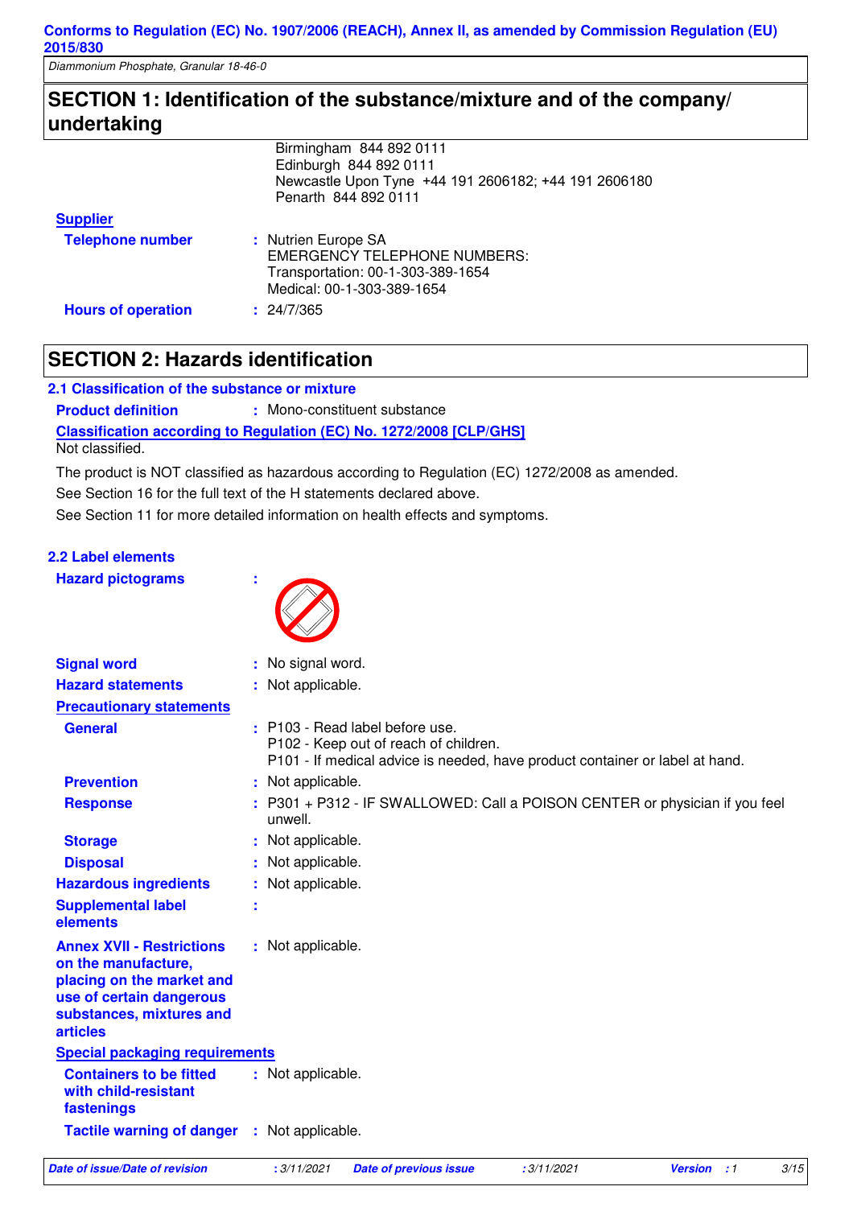## SECTION 1: Identification of the substance/mixture and of the company/ undertaking

Birmingham 844 892 0111
Edinburgh 844 892 0111
Newcastle Upon Tyne +44 191 2606182; +44 191 2606180
Penarth 844 892 0111

**Supplier**

**Telephone number** : Nutrien Europe SA
EMERGENCY TELEPHONE NUMBERS:
Transportation: 00-1-303-389-1654
Medical: 00-1-303-389-1654

**Hours of operation** : 24/7/365

## SECTION 2: Hazards identification

### 2.1 Classification of the substance or mixture

**Product definition** : Mono-constituent substance

**Classification according to Regulation (EC) No. 1272/2008 [CLP/GHS]**

Not classified.

The product is NOT classified as hazardous according to Regulation (EC) 1272/2008 as amended.

See Section 16 for the full text of the H statements declared above.

See Section 11 for more detailed information on health effects and symptoms.

### 2.2 Label elements

**Hazard pictograms** :

**Signal word** : No signal word.

**Hazard statements** : Not applicable.

**Precautionary statements**

**General** : P103 - Read label before use.
P102 - Keep out of reach of children.
P101 - If medical advice is needed, have product container or label at hand.

**Prevention** : Not applicable.

**Response** : P301 + P312 - IF SWALLOWED: Call a POISON CENTER or physician if you feel unwell.

**Storage** : Not applicable.

**Disposal** : Not applicable.

**Hazardous ingredients** : Not applicable.

**Supplemental label elements** :

**Annex XVII - Restrictions on the manufacture, placing on the market and use of certain dangerous substances, mixtures and articles** : Not applicable.

**Special packaging requirements**

**Containers to be fitted with child-resistant fastenings** : Not applicable.

**Tactile warning of danger** : Not applicable.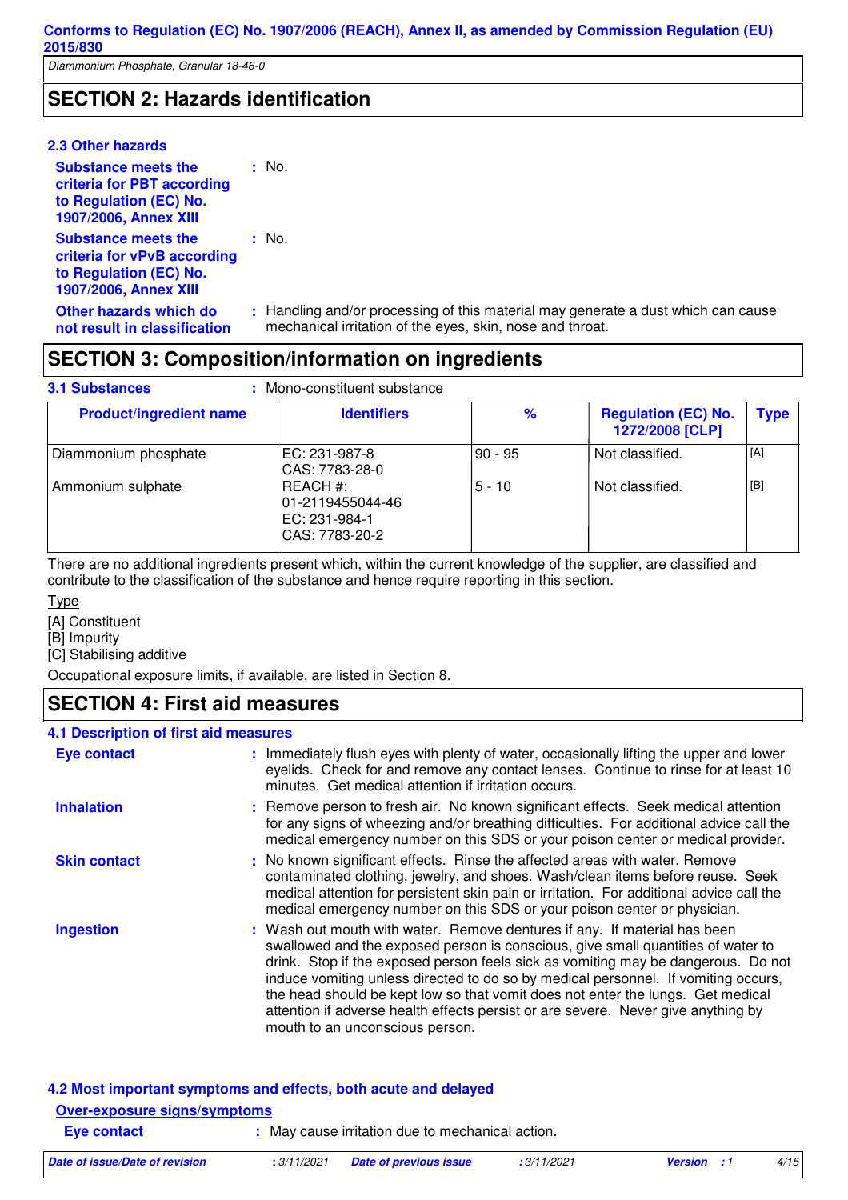## SECTION 2: Hazards identification

### 2.3 Other hazards

**Substance meets the criteria for PBT according to Regulation (EC) No. 1907/2006, Annex XIII** : No.

**Substance meets the criteria for vPvB according to Regulation (EC) No. 1907/2006, Annex XIII** : No.

**Other hazards which do not result in classification** : Handling and/or processing of this material may generate a dust which can cause mechanical irritation of the eyes, skin, nose and throat.

## SECTION 3: Composition/information on ingredients

**3.1 Substances** : Mono-constituent substance

| Product/ingredient name | Identifiers | % | Regulation (EC) No. 1272/2008 [CLP] | Type |
|---|---|---|---|---|
| Diammonium phosphate | EC: 231-987-8<br>CAS: 7783-28-0 | 90 - 95 | Not classified. | [A] |
| Ammonium sulphate | REACH #: 01-2119455044-46<br>EC: 231-984-1<br>CAS: 7783-20-2 | 5 - 10 | Not classified. | [B] |

There are no additional ingredients present which, within the current knowledge of the supplier, are classified and contribute to the classification of the substance and hence require reporting in this section.

Type

[A] Constituent
[B] Impurity
[C] Stabilising additive

Occupational exposure limits, if available, are listed in Section 8.

## SECTION 4: First aid measures

### 4.1 Description of first aid measures

**Eye contact** : Immediately flush eyes with plenty of water, occasionally lifting the upper and lower eyelids. Check for and remove any contact lenses. Continue to rinse for at least 10 minutes. Get medical attention if irritation occurs.

**Inhalation** : Remove person to fresh air. No known significant effects. Seek medical attention for any signs of wheezing and/or breathing difficulties. For additional advice call the medical emergency number on this SDS or your poison center or medical provider.

**Skin contact** : No known significant effects. Rinse the affected areas with water. Remove contaminated clothing, jewelry, and shoes. Wash/clean items before reuse. Seek medical attention for persistent skin pain or irritation. For additional advice call the medical emergency number on this SDS or your poison center or physician.

**Ingestion** : Wash out mouth with water. Remove dentures if any. If material has been swallowed and the exposed person is conscious, give small quantities of water to drink. Stop if the exposed person feels sick as vomiting may be dangerous. Do not induce vomiting unless directed to do so by medical personnel. If vomiting occurs, the head should be kept low so that vomit does not enter the lungs. Get medical attention if adverse health effects persist or are severe. Never give anything by mouth to an unconscious person.

### 4.2 Most important symptoms and effects, both acute and delayed

**Over-exposure signs/symptoms**

**Eye contact** : May cause irritation due to mechanical action.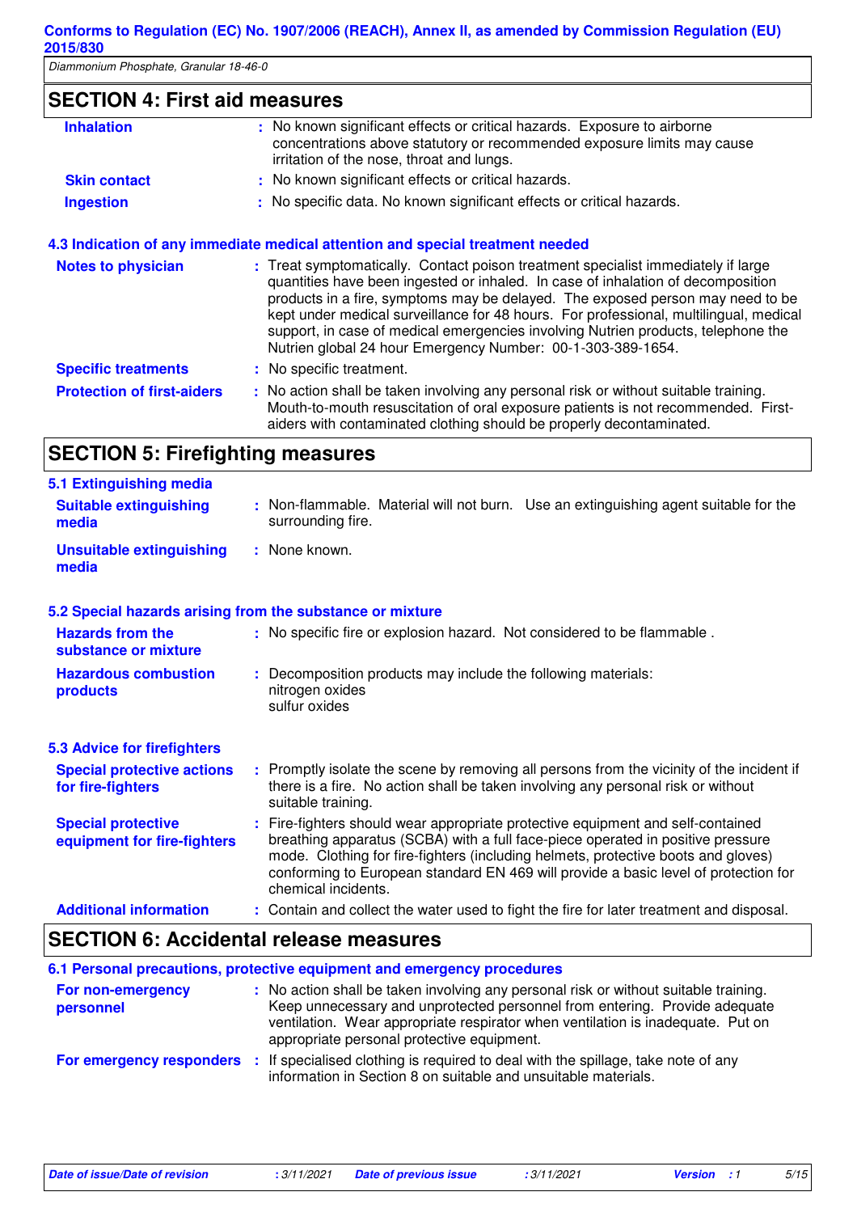## SECTION 4: First aid measures

| | |
|---|---|
| **Inhalation** | No known significant effects or critical hazards. Exposure to airborne concentrations above statutory or recommended exposure limits may cause irritation of the nose, throat and lungs. |
| **Skin contact** | No known significant effects or critical hazards. |
| **Ingestion** | No specific data. No known significant effects or critical hazards. |

### 4.3 Indication of any immediate medical attention and special treatment needed

| | |
|---|---|
| **Notes to physician** | Treat symptomatically. Contact poison treatment specialist immediately if large quantities have been ingested or inhaled. In case of inhalation of decomposition products in a fire, symptoms may be delayed. The exposed person may need to be kept under medical surveillance for 48 hours. For professional, multilingual, medical support, in case of medical emergencies involving Nutrien products, telephone the Nutrien global 24 hour Emergency Number: 00-1-303-389-1654. |
| **Specific treatments** | No specific treatment. |
| **Protection of first-aiders** | No action shall be taken involving any personal risk or without suitable training. Mouth-to-mouth resuscitation of oral exposure patients is not recommended. First-aiders with contaminated clothing should be properly decontaminated. |

## SECTION 5: Firefighting measures

### 5.1 Extinguishing media

| | |
|---|---|
| **Suitable extinguishing media** | Non-flammable. Material will not burn. Use an extinguishing agent suitable for the surrounding fire. |
| **Unsuitable extinguishing media** | None known. |

### 5.2 Special hazards arising from the substance or mixture

| | |
|---|---|
| **Hazards from the substance or mixture** | No specific fire or explosion hazard. Not considered to be flammable . |
| **Hazardous combustion products** | Decomposition products may include the following materials: nitrogen oxides sulfur oxides |

### 5.3 Advice for firefighters

| | |
|---|---|
| **Special protective actions for fire-fighters** | Promptly isolate the scene by removing all persons from the vicinity of the incident if there is a fire. No action shall be taken involving any personal risk or without suitable training. |
| **Special protective equipment for fire-fighters** | Fire-fighters should wear appropriate protective equipment and self-contained breathing apparatus (SCBA) with a full face-piece operated in positive pressure mode. Clothing for fire-fighters (including helmets, protective boots and gloves) conforming to European standard EN 469 will provide a basic level of protection for chemical incidents. |
| **Additional information** | Contain and collect the water used to fight the fire for later treatment and disposal. |

## SECTION 6: Accidental release measures

### 6.1 Personal precautions, protective equipment and emergency procedures

| | |
|---|---|
| **For non-emergency personnel** | No action shall be taken involving any personal risk or without suitable training. Keep unnecessary and unprotected personnel from entering. Provide adequate ventilation. Wear appropriate respirator when ventilation is inadequate. Put on appropriate personal protective equipment. |
| **For emergency responders** | If specialised clothing is required to deal with the spillage, take note of any information in Section 8 on suitable and unsuitable materials. |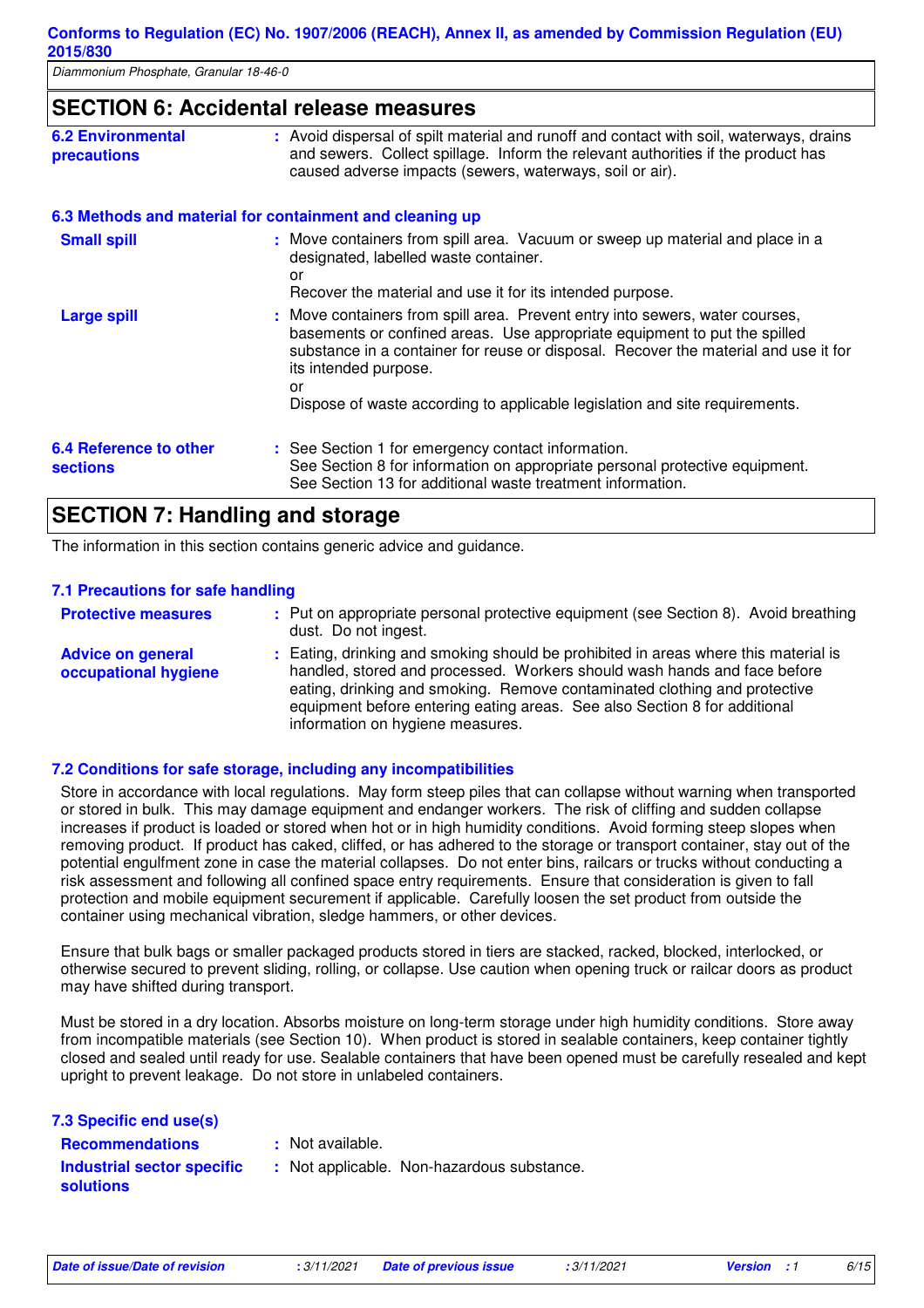## SECTION 6: Accidental release measures

**6.2 Environmental precautions** : Avoid dispersal of spilt material and runoff and contact with soil, waterways, drains and sewers. Collect spillage. Inform the relevant authorities if the product has caused adverse impacts (sewers, waterways, soil or air).

### 6.3 Methods and material for containment and cleaning up

**Small spill** : Move containers from spill area. Vacuum or sweep up material and place in a designated, labelled waste container.
or
Recover the material and use it for its intended purpose.

**Large spill** : Move containers from spill area. Prevent entry into sewers, water courses, basements or confined areas. Use appropriate equipment to put the spilled substance in a container for reuse or disposal. Recover the material and use it for its intended purpose.
or
Dispose of waste according to applicable legislation and site requirements.

**6.4 Reference to other sections** : See Section 1 for emergency contact information.
See Section 8 for information on appropriate personal protective equipment.
See Section 13 for additional waste treatment information.

## SECTION 7: Handling and storage

The information in this section contains generic advice and guidance.

### 7.1 Precautions for safe handling

**Protective measures** : Put on appropriate personal protective equipment (see Section 8). Avoid breathing dust. Do not ingest.

**Advice on general occupational hygiene** : Eating, drinking and smoking should be prohibited in areas where this material is handled, stored and processed. Workers should wash hands and face before eating, drinking and smoking. Remove contaminated clothing and protective equipment before entering eating areas. See also Section 8 for additional information on hygiene measures.

### 7.2 Conditions for safe storage, including any incompatibilities

Store in accordance with local regulations. May form steep piles that can collapse without warning when transported or stored in bulk. This may damage equipment and endanger workers. The risk of cliffing and sudden collapse increases if product is loaded or stored when hot or in high humidity conditions. Avoid forming steep slopes when removing product. If product has caked, cliffed, or has adhered to the storage or transport container, stay out of the potential engulfment zone in case the material collapses. Do not enter bins, railcars or trucks without conducting a risk assessment and following all confined space entry requirements. Ensure that consideration is given to fall protection and mobile equipment securement if applicable. Carefully loosen the set product from outside the container using mechanical vibration, sledge hammers, or other devices.

Ensure that bulk bags or smaller packaged products stored in tiers are stacked, racked, blocked, interlocked, or otherwise secured to prevent sliding, rolling, or collapse. Use caution when opening truck or railcar doors as product may have shifted during transport.

Must be stored in a dry location. Absorbs moisture on long-term storage under high humidity conditions. Store away from incompatible materials (see Section 10). When product is stored in sealable containers, keep container tightly closed and sealed until ready for use. Sealable containers that have been opened must be carefully resealed and kept upright to prevent leakage. Do not store in unlabeled containers.

### 7.3 Specific end use(s)

**Recommendations** : Not available.

**Industrial sector specific solutions** : Not applicable. Non-hazardous substance.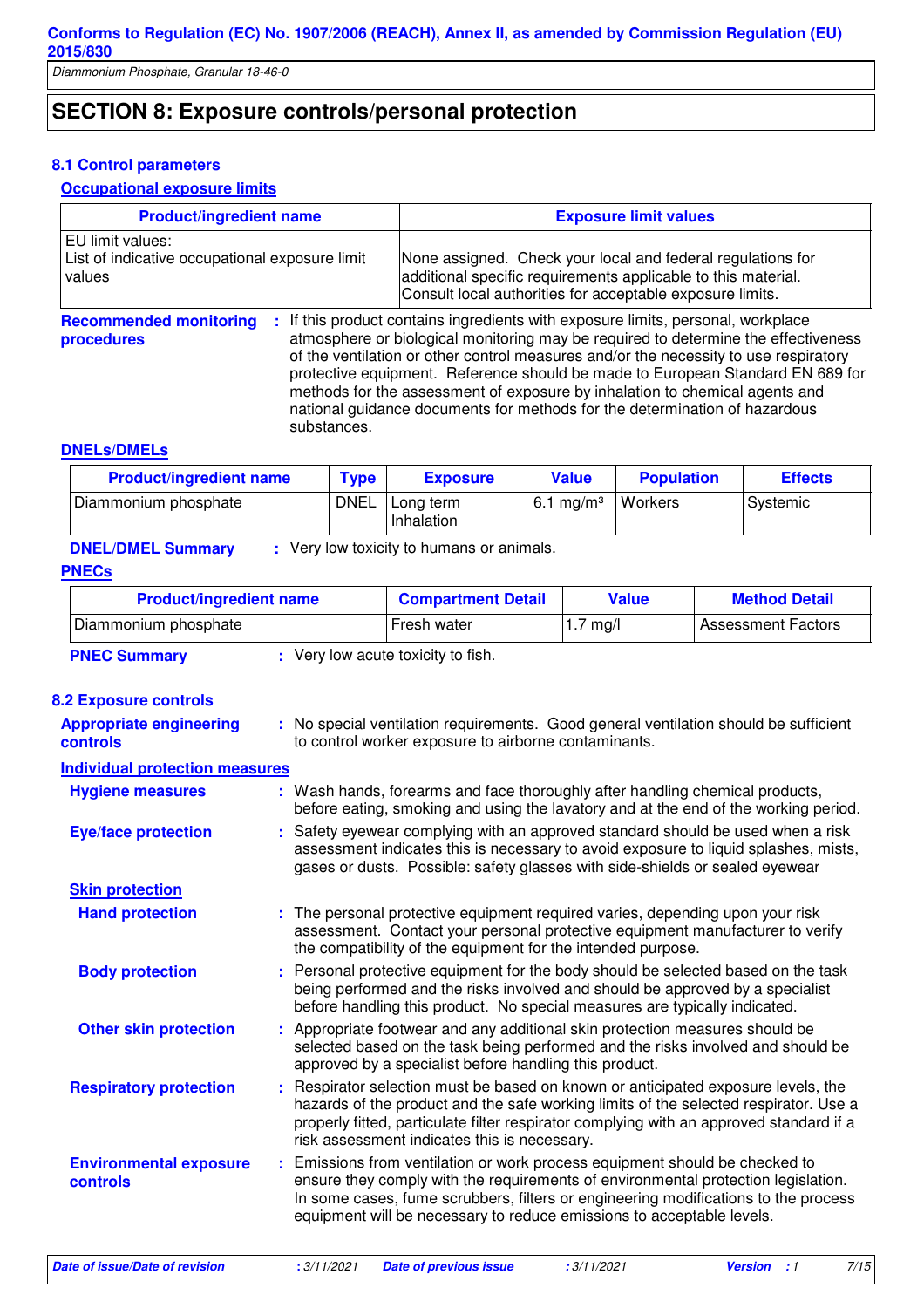## SECTION 8: Exposure controls/personal protection

### 8.1 Control parameters

**Occupational exposure limits**

| Product/ingredient name | Exposure limit values |
|---|---|
| EU limit values: List of indicative occupational exposure limit values | None assigned. Check your local and federal regulations for additional specific requirements applicable to this material. Consult local authorities for acceptable exposure limits. |

**Recommended monitoring procedures** : If this product contains ingredients with exposure limits, personal, workplace atmosphere or biological monitoring may be required to determine the effectiveness of the ventilation or other control measures and/or the necessity to use respiratory protective equipment. Reference should be made to European Standard EN 689 for methods for the assessment of exposure by inhalation to chemical agents and national guidance documents for methods for the determination of hazardous substances.

**DNELs/DMELs**

| Product/ingredient name | Type | Exposure | Value | Population | Effects |
|---|---|---|---|---|---|
| Diammonium phosphate | DNEL | Long term Inhalation | 6.1 mg/m³ | Workers | Systemic |

**DNEL/DMEL Summary** : Very low toxicity to humans or animals.

**PNECs**

| Product/ingredient name | Compartment Detail | Value | Method Detail |
|---|---|---|---|
| Diammonium phosphate | Fresh water | 1.7 mg/l | Assessment Factors |

**PNEC Summary** : Very low acute toxicity to fish.

### 8.2 Exposure controls

**Appropriate engineering controls** : No special ventilation requirements. Good general ventilation should be sufficient to control worker exposure to airborne contaminants.

**Individual protection measures**

**Hygiene measures** : Wash hands, forearms and face thoroughly after handling chemical products, before eating, smoking and using the lavatory and at the end of the working period.

**Eye/face protection** : Safety eyewear complying with an approved standard should be used when a risk assessment indicates this is necessary to avoid exposure to liquid splashes, mists, gases or dusts. Possible: safety glasses with side-shields or sealed eyewear

**Skin protection**

**Hand protection** : The personal protective equipment required varies, depending upon your risk assessment. Contact your personal protective equipment manufacturer to verify the compatibility of the equipment for the intended purpose.

**Body protection** : Personal protective equipment for the body should be selected based on the task being performed and the risks involved and should be approved by a specialist before handling this product. No special measures are typically indicated.

**Other skin protection** : Appropriate footwear and any additional skin protection measures should be selected based on the task being performed and the risks involved and should be approved by a specialist before handling this product.

**Respiratory protection** : Respirator selection must be based on known or anticipated exposure levels, the hazards of the product and the safe working limits of the selected respirator. Use a properly fitted, particulate filter respirator complying with an approved standard if a risk assessment indicates this is necessary.

**Environmental exposure controls** : Emissions from ventilation or work process equipment should be checked to ensure they comply with the requirements of environmental protection legislation. In some cases, fume scrubbers, filters or engineering modifications to the process equipment will be necessary to reduce emissions to acceptable levels.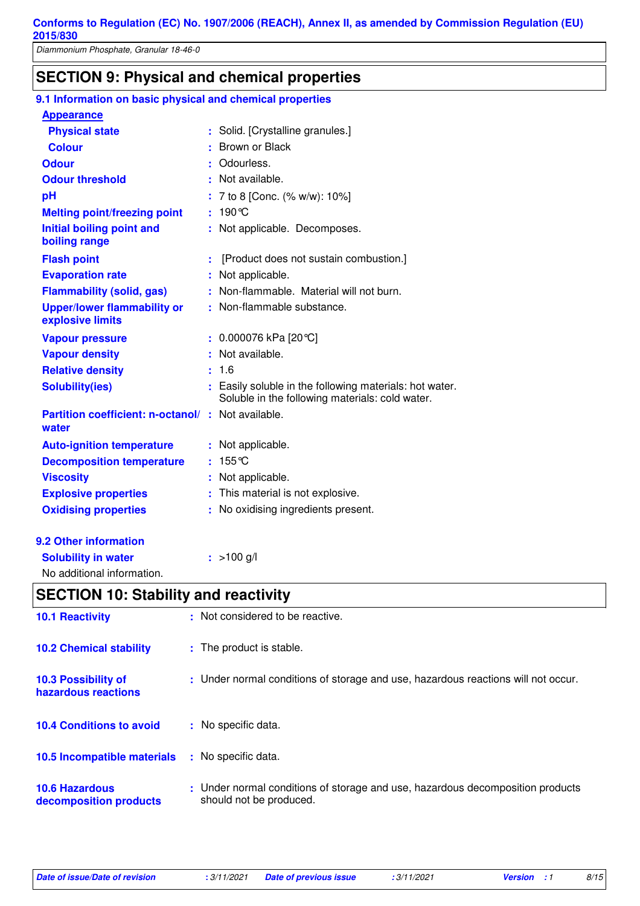## SECTION 9: Physical and chemical properties

### 9.1 Information on basic physical and chemical properties

| | |
|---|---|
| **Appearance** | |
| **Physical state** | : Solid. [Crystalline granules.] |
| **Colour** | : Brown or Black |
| **Odour** | : Odourless. |
| **Odour threshold** | : Not available. |
| **pH** | : 7 to 8 [Conc. (% w/w): 10%] |
| **Melting point/freezing point** | : 190°C |
| **Initial boiling point and boiling range** | : Not applicable. Decomposes. |
| **Flash point** | : [Product does not sustain combustion.] |
| **Evaporation rate** | : Not applicable. |
| **Flammability (solid, gas)** | : Non-flammable. Material will not burn. |
| **Upper/lower flammability or explosive limits** | : Non-flammable substance. |
| **Vapour pressure** | : 0.000076 kPa [20°C] |
| **Vapour density** | : Not available. |
| **Relative density** | : 1.6 |
| **Solubility(ies)** | : Easily soluble in the following materials: hot water. Soluble in the following materials: cold water. |
| **Partition coefficient: n-octanol/ water** | : Not available. |
| **Auto-ignition temperature** | : Not applicable. |
| **Decomposition temperature** | : 155°C |
| **Viscosity** | : Not applicable. |
| **Explosive properties** | : This material is not explosive. |
| **Oxidising properties** | : No oxidising ingredients present. |

### 9.2 Other information

| | |
|---|---|
| **Solubility in water** | : >100 g/l |

No additional information.

## SECTION 10: Stability and reactivity

| | |
|---|---|
| **10.1 Reactivity** | : Not considered to be reactive. |
| **10.2 Chemical stability** | : The product is stable. |
| **10.3 Possibility of hazardous reactions** | : Under normal conditions of storage and use, hazardous reactions will not occur. |
| **10.4 Conditions to avoid** | : No specific data. |
| **10.5 Incompatible materials** | : No specific data. |
| **10.6 Hazardous decomposition products** | : Under normal conditions of storage and use, hazardous decomposition products should not be produced. |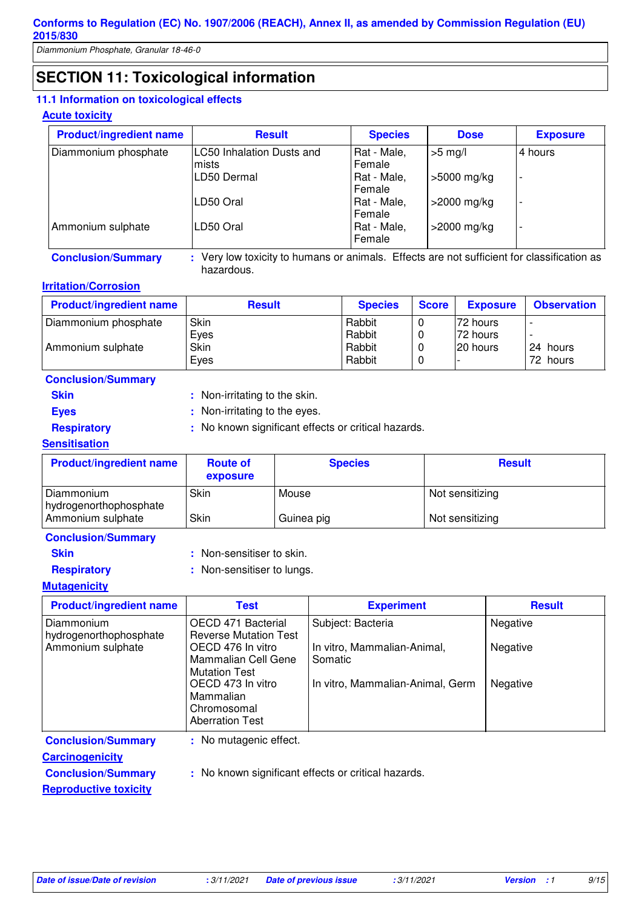## SECTION 11: Toxicological information

### 11.1 Information on toxicological effects

**Acute toxicity**

| Product/ingredient name | Result | Species | Dose | Exposure |
|---|---|---|---|---|
| Diammonium phosphate | LC50 Inhalation Dusts and mists | Rat - Male, Female | >5 mg/l | 4 hours |
| | LD50 Dermal | Rat - Male, Female | >5000 mg/kg | - |
| | LD50 Oral | Rat - Male, Female | >2000 mg/kg | - |
| Ammonium sulphate | LD50 Oral | Rat - Male, Female | >2000 mg/kg | - |

**Conclusion/Summary** : Very low toxicity to humans or animals. Effects are not sufficient for classification as hazardous.

**Irritation/Corrosion**

| Product/ingredient name | Result | Species | Score | Exposure | Observation |
|---|---|---|---|---|---|
| Diammonium phosphate | Skin | Rabbit | 0 | 72 hours | - |
| | Eyes | Rabbit | 0 | 72 hours | - |
| Ammonium sulphate | Skin | Rabbit | 0 | 20 hours | 24 hours |
| | Eyes | Rabbit | 0 | - | 72 hours |

**Conclusion/Summary**

**Skin** : Non-irritating to the skin.

**Eyes** : Non-irritating to the eyes.

**Respiratory** : No known significant effects or critical hazards.

**Sensitisation**

| Product/ingredient name | Route of exposure | Species | Result |
|---|---|---|---|
| Diammonium hydrogenorthophosphate | Skin | Mouse | Not sensitizing |
| Ammonium sulphate | Skin | Guinea pig | Not sensitizing |

**Conclusion/Summary**

**Skin** : Non-sensitiser to skin.

**Respiratory** : Non-sensitiser to lungs.

**Mutagenicity**

| Product/ingredient name | Test | Experiment | Result |
|---|---|---|---|
| Diammonium hydrogenorthophosphate | OECD 471 Bacterial Reverse Mutation Test | Subject: Bacteria | Negative |
| Ammonium sulphate | OECD 476 In vitro Mammalian Cell Gene Mutation Test | In vitro, Mammalian-Animal, Somatic | Negative |
| | OECD 473 In vitro Mammalian Chromosomal Aberration Test | In vitro, Mammalian-Animal, Germ | Negative |

**Conclusion/Summary** : No mutagenic effect.

**Carcinogenicity**

**Conclusion/Summary** : No known significant effects or critical hazards.

**Reproductive toxicity**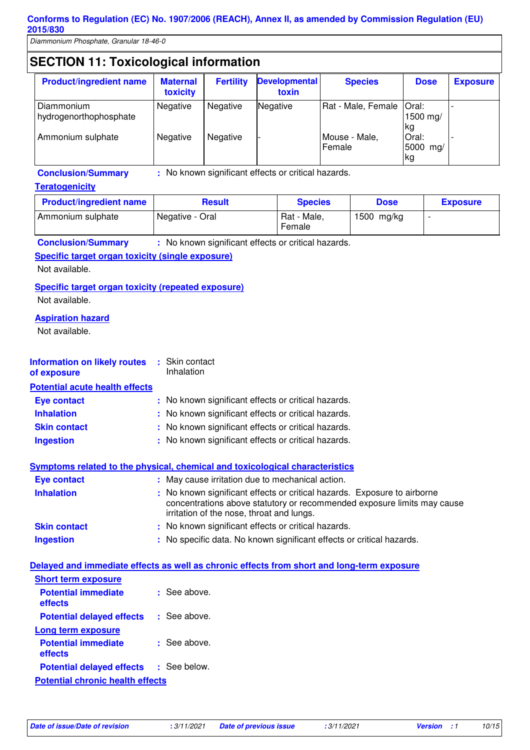## SECTION 11: Toxicological information

| Product/ingredient name | Maternal toxicity | Fertility | Developmental toxin | Species | Dose | Exposure |
|---|---|---|---|---|---|---|
| Diammonium hydrogenorthophosphate | Negative | Negative | Negative | Rat - Male, Female | Oral: 1500 mg/kg | - |
| Ammonium sulphate | Negative | Negative | - | Mouse - Male, Female | Oral: 5000 mg/kg | - |

**Conclusion/Summary** : No known significant effects or critical hazards.

### Teratogenicity

| Product/ingredient name | Result | Species | Dose | Exposure |
|---|---|---|---|---|
| Ammonium sulphate | Negative - Oral | Rat - Male, Female | 1500 mg/kg | - |

**Conclusion/Summary** : No known significant effects or critical hazards.

### Specific target organ toxicity (single exposure)

Not available.

### Specific target organ toxicity (repeated exposure)

Not available.

### Aspiration hazard

Not available.

**Information on likely routes of exposure** : Skin contact
Inhalation

### Potential acute health effects

**Eye contact** : No known significant effects or critical hazards.
**Inhalation** : No known significant effects or critical hazards.
**Skin contact** : No known significant effects or critical hazards.
**Ingestion** : No known significant effects or critical hazards.

### Symptoms related to the physical, chemical and toxicological characteristics

**Eye contact** : May cause irritation due to mechanical action.
**Inhalation** : No known significant effects or critical hazards. Exposure to airborne concentrations above statutory or recommended exposure limits may cause irritation of the nose, throat and lungs.
**Skin contact** : No known significant effects or critical hazards.
**Ingestion** : No specific data. No known significant effects or critical hazards.

### Delayed and immediate effects as well as chronic effects from short and long-term exposure

#### Short term exposure

**Potential immediate effects** : See above.
**Potential delayed effects** : See above.

#### Long term exposure

**Potential immediate effects** : See above.
**Potential delayed effects** : See below.

#### Potential chronic health effects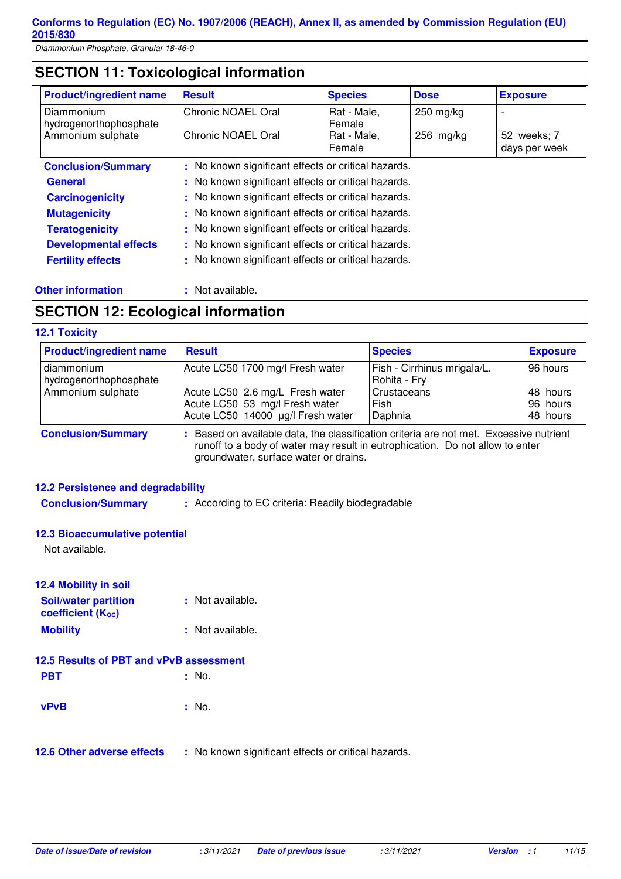## SECTION 11: Toxicological information

| Product/ingredient name | Result | Species | Dose | Exposure |
|---|---|---|---|---|
| Diammonium hydrogenorthophosphate | Chronic NOAEL Oral | Rat - Male, Female | 250 mg/kg | - |
| Ammonium sulphate | Chronic NOAEL Oral | Rat - Male, Female | 256 mg/kg | 52 weeks; 7 days per week |

**Conclusion/Summary** : No known significant effects or critical hazards.

**General** : No known significant effects or critical hazards.

**Carcinogenicity** : No known significant effects or critical hazards.

**Mutagenicity** : No known significant effects or critical hazards.

**Teratogenicity** : No known significant effects or critical hazards.

**Developmental effects** : No known significant effects or critical hazards.

**Fertility effects** : No known significant effects or critical hazards.

**Other information** : Not available.

## SECTION 12: Ecological information

### 12.1 Toxicity

| Product/ingredient name | Result | Species | Exposure |
|---|---|---|---|
| diammonium hydrogenorthophosphate | Acute LC50 1700 mg/l Fresh water | Fish - Cirrhinus mrigala/L. Rohita - Fry | 96 hours |
| Ammonium sulphate | Acute LC50 2.6 mg/L Fresh water | Crustaceans | 48 hours |
| | Acute LC50 53 mg/l Fresh water | Fish | 96 hours |
| | Acute LC50 14000 µg/l Fresh water | Daphnia | 48 hours |

**Conclusion/Summary** : Based on available data, the classification criteria are not met. Excessive nutrient runoff to a body of water may result in eutrophication. Do not allow to enter groundwater, surface water or drains.

### 12.2 Persistence and degradability

**Conclusion/Summary** : According to EC criteria: Readily biodegradable

### 12.3 Bioaccumulative potential

Not available.

### 12.4 Mobility in soil

**Soil/water partition coefficient ($K_{OC}$)** : Not available.

**Mobility** : Not available.

### 12.5 Results of PBT and vPvB assessment

**PBT** : No.

**vPvB** : No.

### 12.6 Other adverse effects : No known significant effects or critical hazards.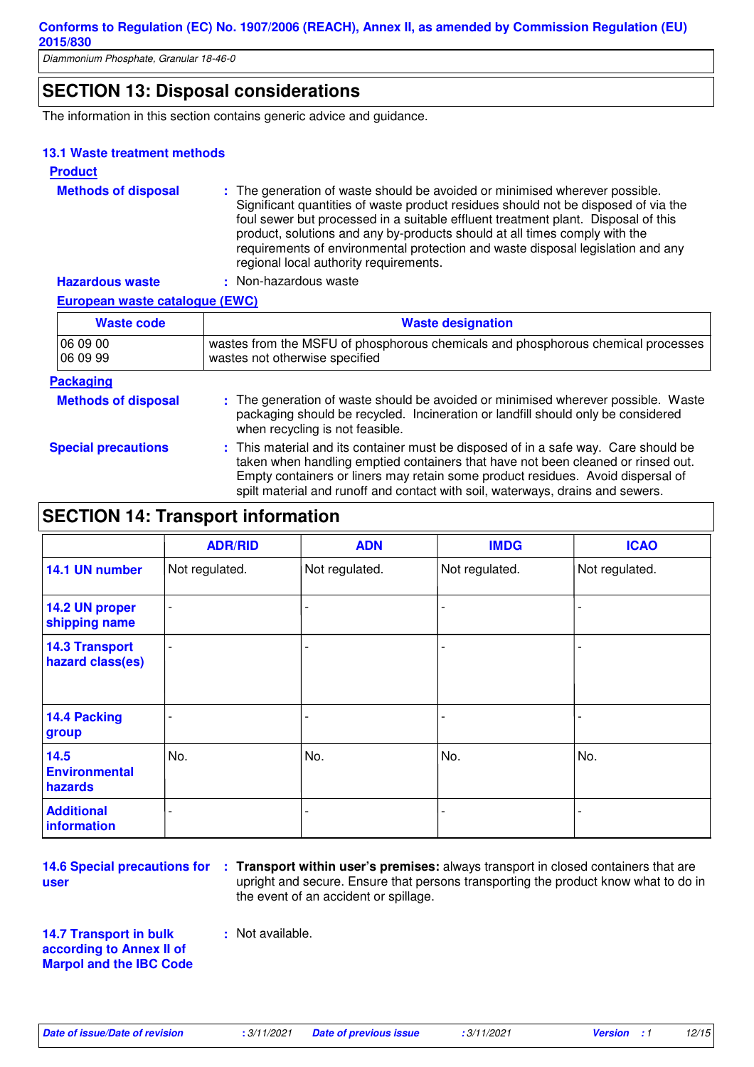## SECTION 13: Disposal considerations

The information in this section contains generic advice and guidance.

### 13.1 Waste treatment methods

**Product**

**Methods of disposal** : The generation of waste should be avoided or minimised wherever possible. Significant quantities of waste product residues should not be disposed of via the foul sewer but processed in a suitable effluent treatment plant. Disposal of this product, solutions and any by-products should at all times comply with the requirements of environmental protection and waste disposal legislation and any regional local authority requirements.

**Hazardous waste** : Non-hazardous waste

**European waste catalogue (EWC)**

| Waste code | Waste designation |
|---|---|
| 06 09 00<br>06 09 99 | wastes from the MSFU of phosphorous chemicals and phosphorous chemical processes<br>wastes not otherwise specified |

**Packaging**

**Methods of disposal** : The generation of waste should be avoided or minimised wherever possible. Waste packaging should be recycled. Incineration or landfill should only be considered when recycling is not feasible.

**Special precautions** : This material and its container must be disposed of in a safe way. Care should be taken when handling emptied containers that have not been cleaned or rinsed out. Empty containers or liners may retain some product residues. Avoid dispersal of spilt material and runoff and contact with soil, waterways, drains and sewers.

## SECTION 14: Transport information

| | ADR/RID | ADN | IMDG | ICAO |
|---|---|---|---|---|
| 14.1 UN number | Not regulated. | Not regulated. | Not regulated. | Not regulated. |
| 14.2 UN proper shipping name | - | - | - | - |
| 14.3 Transport hazard class(es) | - | - | - | - |
| 14.4 Packing group | - | - | - | - |
| 14.5 Environmental hazards | No. | No. | No. | No. |
| Additional information | - | - | - | - |

**14.6 Special precautions for user** : **Transport within user's premises:** always transport in closed containers that are upright and secure. Ensure that persons transporting the product know what to do in the event of an accident or spillage.

**14.7 Transport in bulk according to Annex II of Marpol and the IBC Code** : Not available.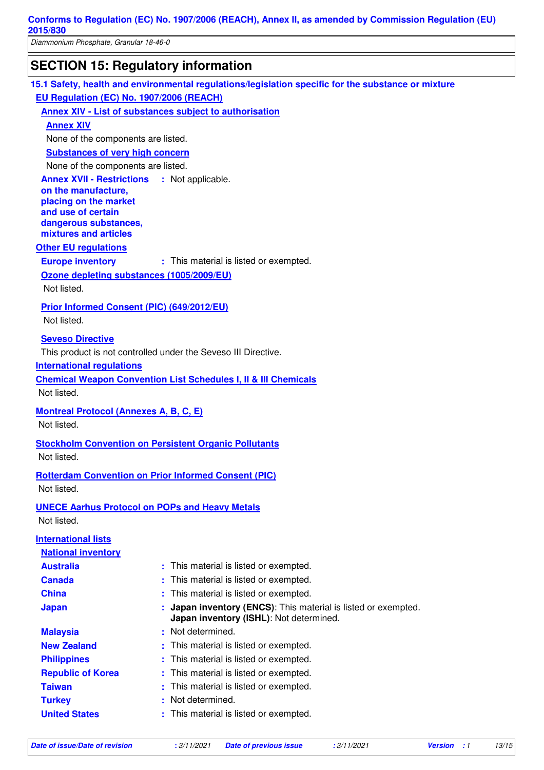## SECTION 15: Regulatory information

### 15.1 Safety, health and environmental regulations/legislation specific for the substance or mixture

**EU Regulation (EC) No. 1907/2006 (REACH)**

**Annex XIV - List of substances subject to authorisation**

**Annex XIV**

None of the components are listed.

**Substances of very high concern**

None of the components are listed.

**Annex XVII - Restrictions on the manufacture, placing on the market and use of certain dangerous substances, mixtures and articles** : Not applicable.

**Other EU regulations**

**Europe inventory** : This material is listed or exempted.

**Ozone depleting substances (1005/2009/EU)**

Not listed.

**Prior Informed Consent (PIC) (649/2012/EU)**

Not listed.

**Seveso Directive**

This product is not controlled under the Seveso III Directive.

**International regulations**

**Chemical Weapon Convention List Schedules I, II & III Chemicals**

Not listed.

**Montreal Protocol (Annexes A, B, C, E)**

Not listed.

**Stockholm Convention on Persistent Organic Pollutants**

Not listed.

**Rotterdam Convention on Prior Informed Consent (PIC)**

Not listed.

**UNECE Aarhus Protocol on POPs and Heavy Metals**

Not listed.

**International lists**

**National inventory**

**Australia** : This material is listed or exempted.

**Canada** : This material is listed or exempted.

**China** : This material is listed or exempted.

**Japan** : **Japan inventory (ENCS)**: This material is listed or exempted.
**Japan inventory (ISHL)**: Not determined.

**Malaysia** : Not determined.

**New Zealand** : This material is listed or exempted.

**Philippines** : This material is listed or exempted.

**Republic of Korea** : This material is listed or exempted.

**Taiwan** : This material is listed or exempted.

**Turkey** : Not determined.

**United States** : This material is listed or exempted.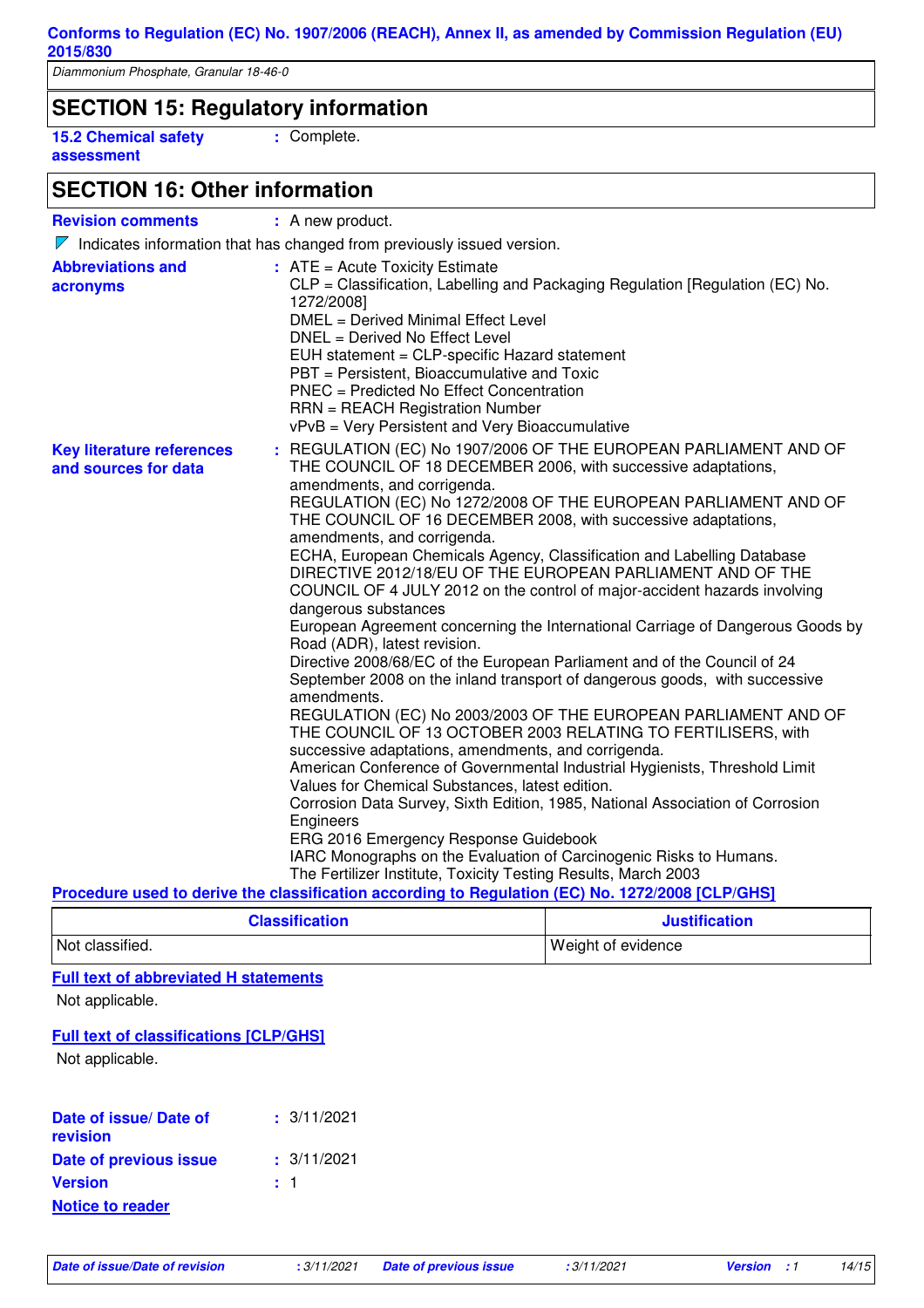## SECTION 15: Regulatory information

**15.2 Chemical safety assessment** : Complete.

## SECTION 16: Other information

**Revision comments** : A new product.

Indicates information that has changed from previously issued version.

**Abbreviations and acronyms** : ATE = Acute Toxicity Estimate
CLP = Classification, Labelling and Packaging Regulation [Regulation (EC) No. 1272/2008]
DMEL = Derived Minimal Effect Level
DNEL = Derived No Effect Level
EUH statement = CLP-specific Hazard statement
PBT = Persistent, Bioaccumulative and Toxic
PNEC = Predicted No Effect Concentration
RRN = REACH Registration Number
vPvB = Very Persistent and Very Bioaccumulative

**Key literature references and sources for data** : REGULATION (EC) No 1907/2006 OF THE EUROPEAN PARLIAMENT AND OF THE COUNCIL OF 18 DECEMBER 2006, with successive adaptations, amendments, and corrigenda.
REGULATION (EC) No 1272/2008 OF THE EUROPEAN PARLIAMENT AND OF THE COUNCIL OF 16 DECEMBER 2008, with successive adaptations, amendments, and corrigenda.
ECHA, European Chemicals Agency, Classification and Labelling Database
DIRECTIVE 2012/18/EU OF THE EUROPEAN PARLIAMENT AND OF THE COUNCIL OF 4 JULY 2012 on the control of major-accident hazards involving dangerous substances
European Agreement concerning the International Carriage of Dangerous Goods by Road (ADR), latest revision.
Directive 2008/68/EC of the European Parliament and of the Council of 24 September 2008 on the inland transport of dangerous goods, with successive amendments.
REGULATION (EC) No 2003/2003 OF THE EUROPEAN PARLIAMENT AND OF THE COUNCIL OF 13 OCTOBER 2003 RELATING TO FERTILISERS, with successive adaptations, amendments, and corrigenda.
American Conference of Governmental Industrial Hygienists, Threshold Limit Values for Chemical Substances, latest edition.
Corrosion Data Survey, Sixth Edition, 1985, National Association of Corrosion Engineers
ERG 2016 Emergency Response Guidebook
IARC Monographs on the Evaluation of Carcinogenic Risks to Humans.
The Fertilizer Institute, Toxicity Testing Results, March 2003

**Procedure used to derive the classification according to Regulation (EC) No. 1272/2008 [CLP/GHS]**

| Classification | Justification |
| --- | --- |
| Not classified. | Weight of evidence |

**Full text of abbreviated H statements**

Not applicable.

**Full text of classifications [CLP/GHS]**

Not applicable.

**Date of issue/ Date of revision** : 3/11/2021

**Date of previous issue** : 3/11/2021

**Version** : 1

**Notice to reader**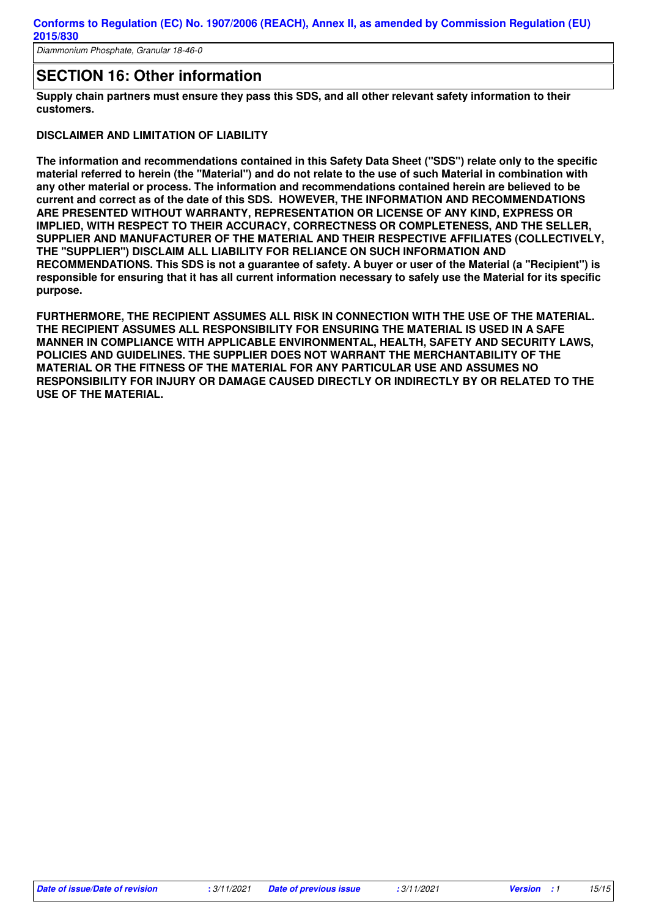## SECTION 16: Other information

**Supply chain partners must ensure they pass this SDS, and all other relevant safety information to their customers.**

**DISCLAIMER AND LIMITATION OF LIABILITY**

**The information and recommendations contained in this Safety Data Sheet ("SDS") relate only to the specific material referred to herein (the "Material") and do not relate to the use of such Material in combination with any other material or process. The information and recommendations contained herein are believed to be current and correct as of the date of this SDS. HOWEVER, THE INFORMATION AND RECOMMENDATIONS ARE PRESENTED WITHOUT WARRANTY, REPRESENTATION OR LICENSE OF ANY KIND, EXPRESS OR IMPLIED, WITH RESPECT TO THEIR ACCURACY, CORRECTNESS OR COMPLETENESS, AND THE SELLER, SUPPLIER AND MANUFACTURER OF THE MATERIAL AND THEIR RESPECTIVE AFFILIATES (COLLECTIVELY, THE "SUPPLIER") DISCLAIM ALL LIABILITY FOR RELIANCE ON SUCH INFORMATION AND RECOMMENDATIONS. This SDS is not a guarantee of safety. A buyer or user of the Material (a "Recipient") is responsible for ensuring that it has all current information necessary to safely use the Material for its specific purpose.**

**FURTHERMORE, THE RECIPIENT ASSUMES ALL RISK IN CONNECTION WITH THE USE OF THE MATERIAL. THE RECIPIENT ASSUMES ALL RESPONSIBILITY FOR ENSURING THE MATERIAL IS USED IN A SAFE MANNER IN COMPLIANCE WITH APPLICABLE ENVIRONMENTAL, HEALTH, SAFETY AND SECURITY LAWS, POLICIES AND GUIDELINES. THE SUPPLIER DOES NOT WARRANT THE MERCHANTABILITY OF THE MATERIAL OR THE FITNESS OF THE MATERIAL FOR ANY PARTICULAR USE AND ASSUMES NO RESPONSIBILITY FOR INJURY OR DAMAGE CAUSED DIRECTLY OR INDIRECTLY BY OR RELATED TO THE USE OF THE MATERIAL.**